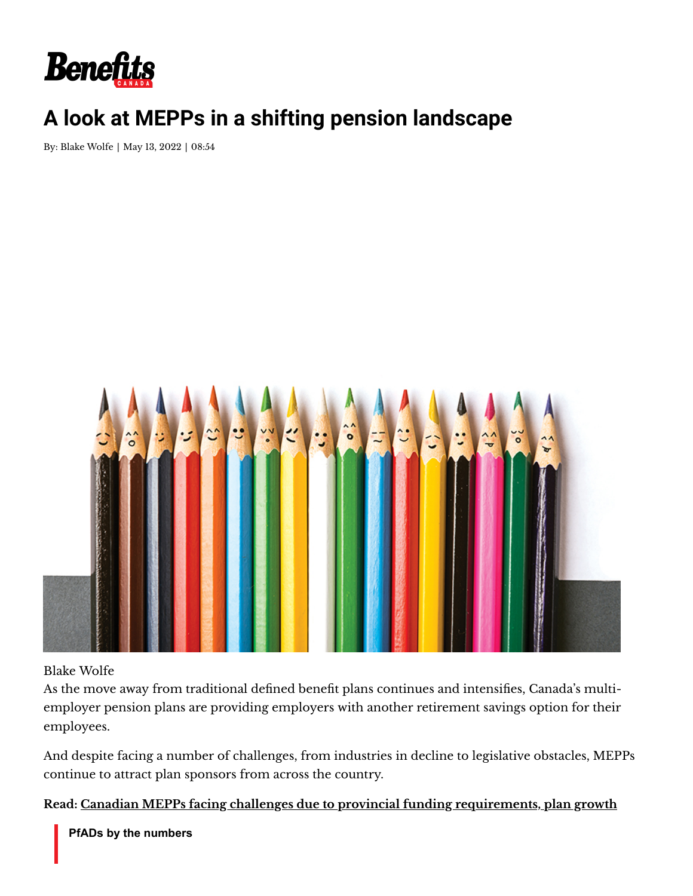# A look at MEPPs in a shifting pension landscape

By: Blake Wolfe | May 13, 2022 | 08:54

Blake Wolfe

As the move away from traditional defined benefit plans continues and intensifies, Canada's multi-employer pension plans are providing employers with another retirement savings option for their employees.

And despite facing a number of challenges, from industries in decline to legislative obstacles, MEPPs continue to attract plan sponsors from across the country.

**Read: Canadian MEPPs facing challenges due to provincial funding requirements, plan growth**

**PfADs by the numbers**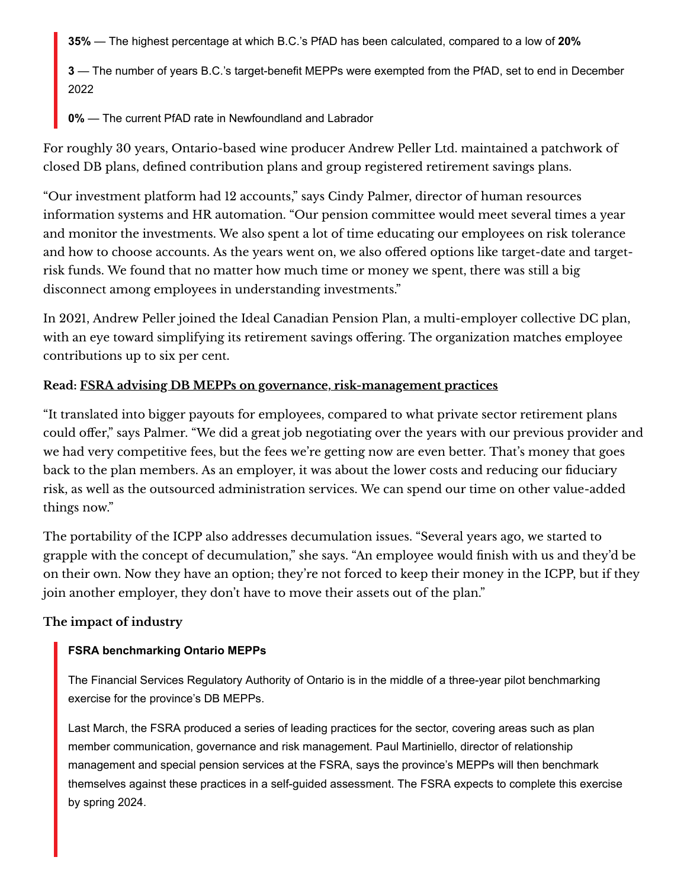> **35%** — The highest percentage at which B.C.'s PfAD has been calculated, compared to a low of **20%**
>
> **3** — The number of years B.C.'s target-benefit MEPPs were exempted from the PfAD, set to end in December 2022
>
> **0%** — The current PfAD rate in Newfoundland and Labrador

For roughly 30 years, Ontario-based wine producer Andrew Peller Ltd. maintained a patchwork of closed DB plans, defined contribution plans and group registered retirement savings plans.

"Our investment platform had 12 accounts," says Cindy Palmer, director of human resources information systems and HR automation. "Our pension committee would meet several times a year and monitor the investments. We also spent a lot of time educating our employees on risk tolerance and how to choose accounts. As the years went on, we also offered options like target-date and target-risk funds. We found that no matter how much time or money we spent, there was still a big disconnect among employees in understanding investments."

In 2021, Andrew Peller joined the Ideal Canadian Pension Plan, a multi-employer collective DC plan, with an eye toward simplifying its retirement savings offering. The organization matches employee contributions up to six per cent.

**Read: FSRA advising DB MEPPs on governance, risk-management practices**

"It translated into bigger payouts for employees, compared to what private sector retirement plans could offer," says Palmer. "We did a great job negotiating over the years with our previous provider and we had very competitive fees, but the fees we're getting now are even better. That's money that goes back to the plan members. As an employer, it was about the lower costs and reducing our fiduciary risk, as well as the outsourced administration services. We can spend our time on other value-added things now."

The portability of the ICPP also addresses decumulation issues. "Several years ago, we started to grapple with the concept of decumulation," she says. "An employee would finish with us and they'd be on their own. Now they have an option; they're not forced to keep their money in the ICPP, but if they join another employer, they don't have to move their assets out of the plan."

### The impact of industry

> **FSRA benchmarking Ontario MEPPs**
>
> The Financial Services Regulatory Authority of Ontario is in the middle of a three-year pilot benchmarking exercise for the province's DB MEPPs.
>
> Last March, the FSRA produced a series of leading practices for the sector, covering areas such as plan member communication, governance and risk management. Paul Martiniello, director of relationship management and special pension services at the FSRA, says the province's MEPPs will then benchmark themselves against these practices in a self-guided assessment. The FSRA expects to complete this exercise by spring 2024.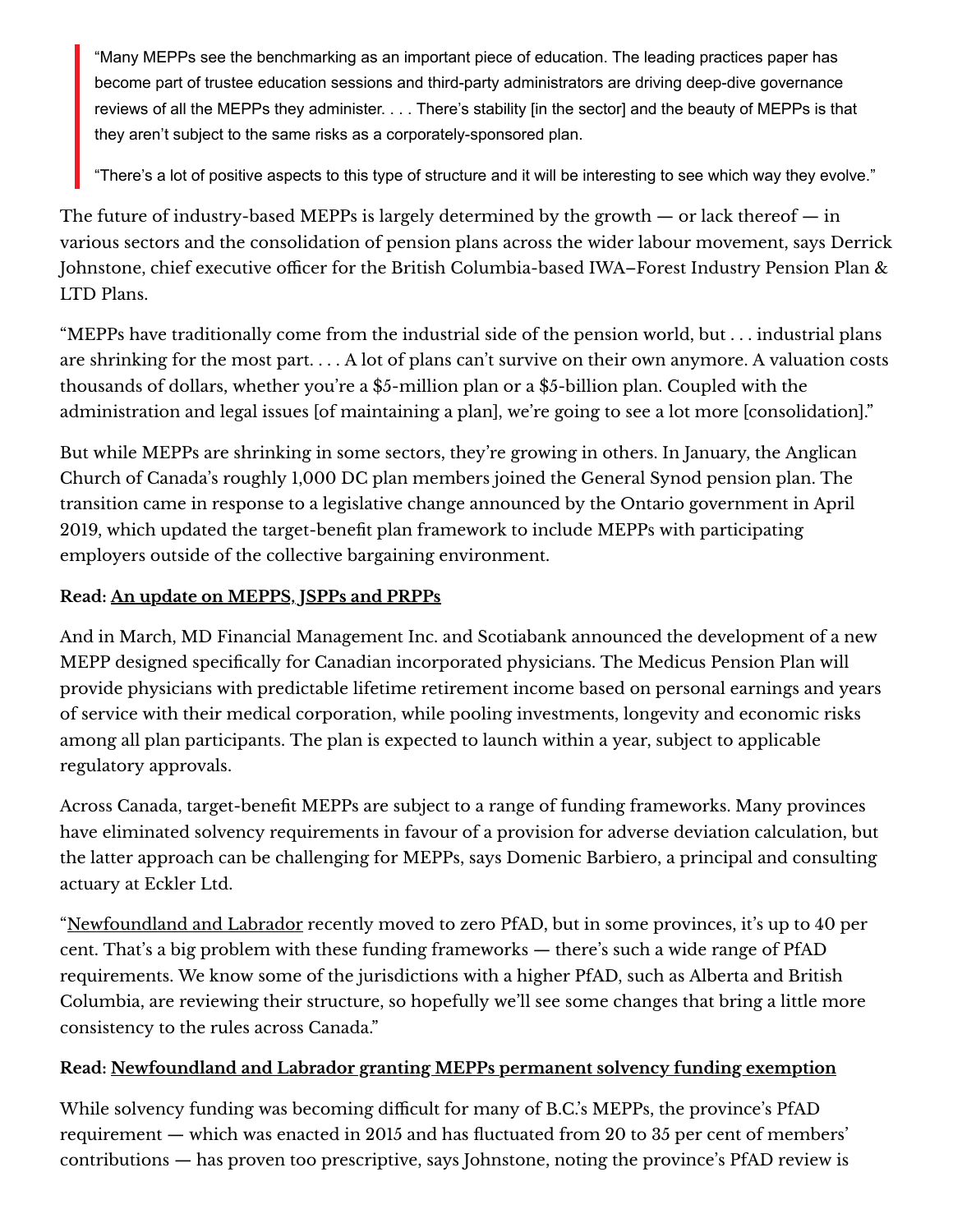> "Many MEPPs see the benchmarking as an important piece of education. The leading practices paper has become part of trustee education sessions and third-party administrators are driving deep-dive governance reviews of all the MEPPs they administer. . . . There's stability [in the sector] and the beauty of MEPPs is that they aren't subject to the same risks as a corporately-sponsored plan.
>
> "There's a lot of positive aspects to this type of structure and it will be interesting to see which way they evolve."

The future of industry-based MEPPs is largely determined by the growth — or lack thereof — in various sectors and the consolidation of pension plans across the wider labour movement, says Derrick Johnstone, chief executive officer for the British Columbia-based IWA–Forest Industry Pension Plan & LTD Plans.

"MEPPs have traditionally come from the industrial side of the pension world, but . . . industrial plans are shrinking for the most part. . . . A lot of plans can't survive on their own anymore. A valuation costs thousands of dollars, whether you're a $5-million plan or a $5-billion plan. Coupled with the administration and legal issues [of maintaining a plan], we're going to see a lot more [consolidation]."

But while MEPPs are shrinking in some sectors, they're growing in others. In January, the Anglican Church of Canada's roughly 1,000 DC plan members joined the General Synod pension plan. The transition came in response to a legislative change announced by the Ontario government in April 2019, which updated the target-benefit plan framework to include MEPPs with participating employers outside of the collective bargaining environment.

**Read: An update on MEPPS, JSPPs and PRPPs**

And in March, MD Financial Management Inc. and Scotiabank announced the development of a new MEPP designed specifically for Canadian incorporated physicians. The Medicus Pension Plan will provide physicians with predictable lifetime retirement income based on personal earnings and years of service with their medical corporation, while pooling investments, longevity and economic risks among all plan participants. The plan is expected to launch within a year, subject to applicable regulatory approvals.

Across Canada, target-benefit MEPPs are subject to a range of funding frameworks. Many provinces have eliminated solvency requirements in favour of a provision for adverse deviation calculation, but the latter approach can be challenging for MEPPs, says Domenic Barbiero, a principal and consulting actuary at Eckler Ltd.

"Newfoundland and Labrador recently moved to zero PfAD, but in some provinces, it's up to 40 per cent. That's a big problem with these funding frameworks — there's such a wide range of PfAD requirements. We know some of the jurisdictions with a higher PfAD, such as Alberta and British Columbia, are reviewing their structure, so hopefully we'll see some changes that bring a little more consistency to the rules across Canada."

**Read: Newfoundland and Labrador granting MEPPs permanent solvency funding exemption**

While solvency funding was becoming difficult for many of B.C.'s MEPPs, the province's PfAD requirement — which was enacted in 2015 and has fluctuated from 20 to 35 per cent of members' contributions — has proven too prescriptive, says Johnstone, noting the province's PfAD review is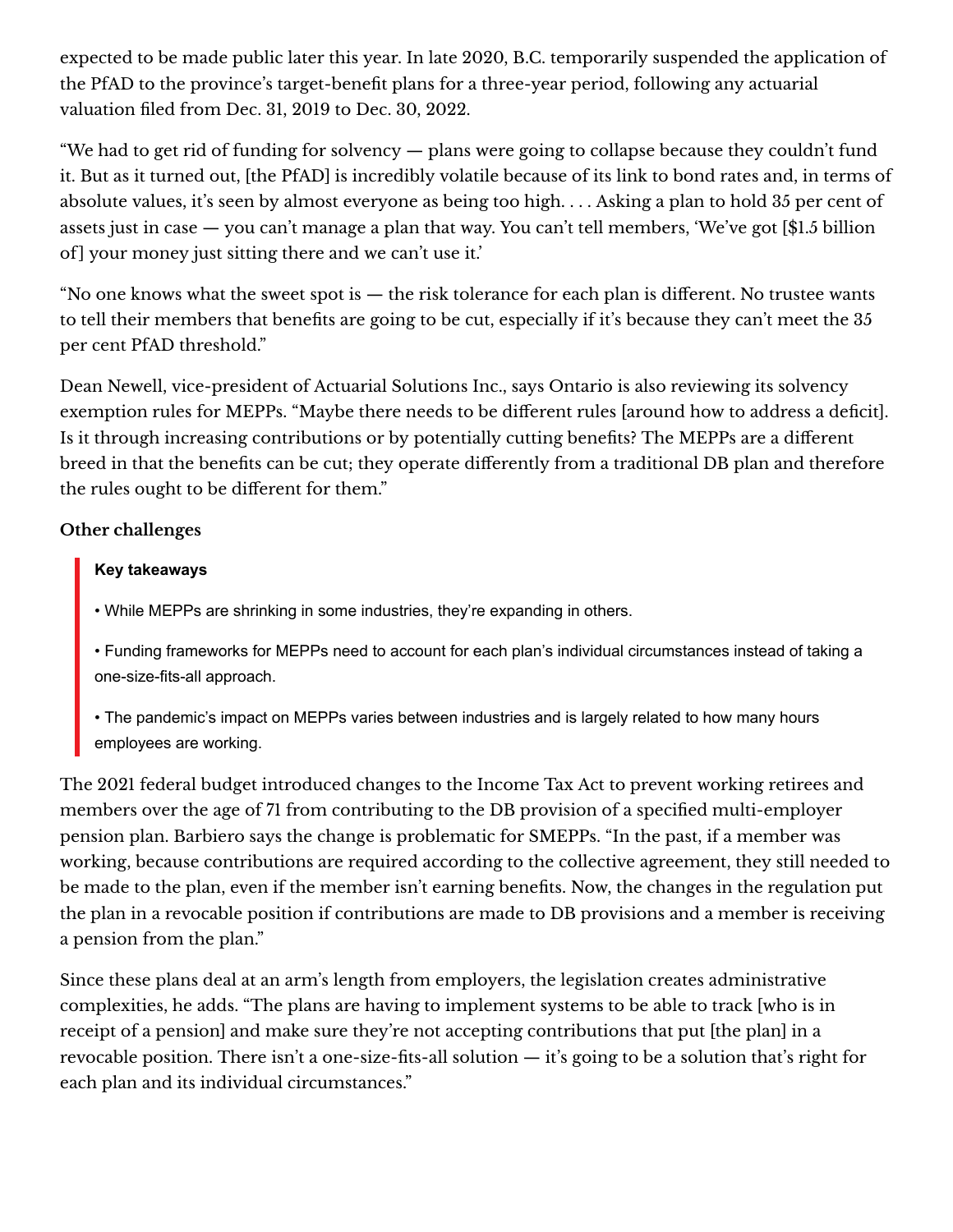expected to be made public later this year. In late 2020, B.C. temporarily suspended the application of the PfAD to the province's target-benefit plans for a three-year period, following any actuarial valuation filed from Dec. 31, 2019 to Dec. 30, 2022.

"We had to get rid of funding for solvency — plans were going to collapse because they couldn't fund it. But as it turned out, [the PfAD] is incredibly volatile because of its link to bond rates and, in terms of absolute values, it's seen by almost everyone as being too high. . . . Asking a plan to hold 35 per cent of assets just in case — you can't manage a plan that way. You can't tell members, 'We've got [$1.5 billion of] your money just sitting there and we can't use it.'

"No one knows what the sweet spot is — the risk tolerance for each plan is different. No trustee wants to tell their members that benefits are going to be cut, especially if it's because they can't meet the 35 per cent PfAD threshold."

Dean Newell, vice-president of Actuarial Solutions Inc., says Ontario is also reviewing its solvency exemption rules for MEPPs. "Maybe there needs to be different rules [around how to address a deficit]. Is it through increasing contributions or by potentially cutting benefits? The MEPPs are a different breed in that the benefits can be cut; they operate differently from a traditional DB plan and therefore the rules ought to be different for them."

### Other challenges

> **Key takeaways**
>
> • While MEPPs are shrinking in some industries, they're expanding in others.
>
> • Funding frameworks for MEPPs need to account for each plan's individual circumstances instead of taking a one-size-fits-all approach.
>
> • The pandemic's impact on MEPPs varies between industries and is largely related to how many hours employees are working.

The 2021 federal budget introduced changes to the Income Tax Act to prevent working retirees and members over the age of 71 from contributing to the DB provision of a specified multi-employer pension plan. Barbiero says the change is problematic for SMEPPs. "In the past, if a member was working, because contributions are required according to the collective agreement, they still needed to be made to the plan, even if the member isn't earning benefits. Now, the changes in the regulation put the plan in a revocable position if contributions are made to DB provisions and a member is receiving a pension from the plan."

Since these plans deal at an arm's length from employers, the legislation creates administrative complexities, he adds. "The plans are having to implement systems to be able to track [who is in receipt of a pension] and make sure they're not accepting contributions that put [the plan] in a revocable position. There isn't a one-size-fits-all solution — it's going to be a solution that's right for each plan and its individual circumstances."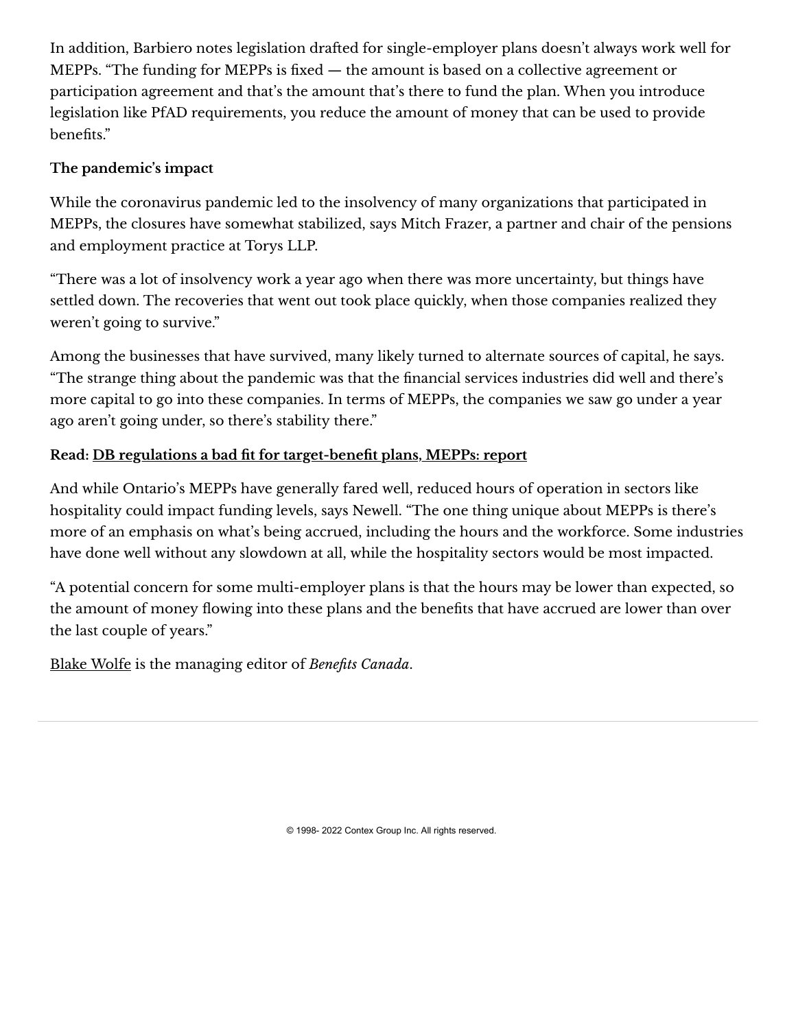In addition, Barbiero notes legislation drafted for single-employer plans doesn't always work well for MEPPs. "The funding for MEPPs is fixed — the amount is based on a collective agreement or participation agreement and that's the amount that's there to fund the plan. When you introduce legislation like PfAD requirements, you reduce the amount of money that can be used to provide benefits."

**The pandemic's impact**

While the coronavirus pandemic led to the insolvency of many organizations that participated in MEPPs, the closures have somewhat stabilized, says Mitch Frazer, a partner and chair of the pensions and employment practice at Torys LLP.

"There was a lot of insolvency work a year ago when there was more uncertainty, but things have settled down. The recoveries that went out took place quickly, when those companies realized they weren't going to survive."

Among the businesses that have survived, many likely turned to alternate sources of capital, he says. "The strange thing about the pandemic was that the financial services industries did well and there's more capital to go into these companies. In terms of MEPPs, the companies we saw go under a year ago aren't going under, so there's stability there."

**Read: DB regulations a bad fit for target-benefit plans, MEPPs: report**

And while Ontario's MEPPs have generally fared well, reduced hours of operation in sectors like hospitality could impact funding levels, says Newell. "The one thing unique about MEPPs is there's more of an emphasis on what's being accrued, including the hours and the workforce. Some industries have done well without any slowdown at all, while the hospitality sectors would be most impacted.

"A potential concern for some multi-employer plans is that the hours may be lower than expected, so the amount of money flowing into these plans and the benefits that have accrued are lower than over the last couple of years."

Blake Wolfe is the managing editor of *Benefits Canada*.

© 1998- 2022 Contex Group Inc. All rights reserved.